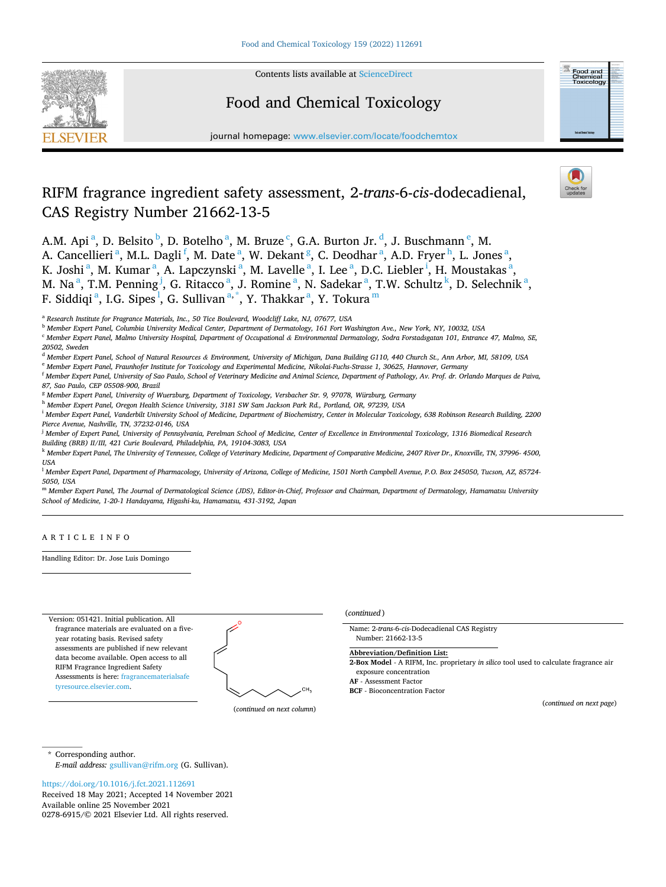# RIFM fragrance ingredient safety assessment, 2-*trans*-6-*cis*-dodecadienal, CAS Registry Number 21662-13-5

A.M. Api[a], D. Belsito[b], D. Botelho[a], M. Bruze[c], G.A. Burton Jr.[d], J. Buschmann[e], M. A. Cancellieri[a], M.L. Dagli[f], M. Date[a], W. Dekant[g], C. Deodhar[a], A.D. Fryer[h], L. Jones[a], K. Joshi[a], M. Kumar[a], A. Lapczynski[a], M. Lavelle[a], I. Lee[a], D.C. Liebler[i], H. Moustakas[a], M. Na[a], T.M. Penning[j], G. Ritacco[a], J. Romine[a], N. Sadekar[a], T.W. Schultz[k], D. Selechnik[a], F. Siddiqi[a], I.G. Sipes[l], G. Sullivan[a,*], Y. Thakkar[a], Y. Tokura[m]

[a] Research Institute for Fragrance Materials, Inc., 50 Tice Boulevard, Woodcliff Lake, NJ, 07677, USA

[b] Member Expert Panel, Columbia University Medical Center, Department of Dermatology, 161 Fort Washington Ave., New York, NY, 10032, USA

[c] Member Expert Panel, Malmo University Hospital, Department of Occupational & Environmental Dermatology, Sodra Forstadsgatan 101, Entrance 47, Malmo, SE, 20502, Sweden

[d] Member Expert Panel, School of Natural Resources & Environment, University of Michigan, Dana Building G110, 440 Church St., Ann Arbor, MI, 58109, USA

[e] Member Expert Panel, Fraunhofer Institute for Toxicology and Experimental Medicine, Nikolai-Fuchs-Strasse 1, 30625, Hannover, Germany

[f] Member Expert Panel, University of Sao Paulo, School of Veterinary Medicine and Animal Science, Department of Pathology, Av. Prof. dr. Orlando Marques de Paiva, 87, Sao Paulo, CEP 05508-900, Brazil

[g] Member Expert Panel, University of Wuerzburg, Department of Toxicology, Versbacher Str. 9, 97078, Würzburg, Germany

[h] Member Expert Panel, Oregon Health Science University, 3181 SW Sam Jackson Park Rd., Portland, OR, 97239, USA

[i] Member Expert Panel, Vanderbilt University School of Medicine, Department of Biochemistry, Center in Molecular Toxicology, 638 Robinson Research Building, 2200 Pierce Avenue, Nashville, TN, 37232-0146, USA

[j] Member of Expert Panel, University of Pennsylvania, Perelman School of Medicine, Center of Excellence in Environmental Toxicology, 1316 Biomedical Research Building (BRB) II/III, 421 Curie Boulevard, Philadelphia, PA, 19104-3083, USA

[k] Member Expert Panel, The University of Tennessee, College of Veterinary Medicine, Department of Comparative Medicine, 2407 River Dr., Knoxville, TN, 37996- 4500, USA

[l] Member Expert Panel, Department of Pharmacology, University of Arizona, College of Medicine, 1501 North Campbell Avenue, P.O. Box 245050, Tucson, AZ, 85724-5050, USA

[m] Member Expert Panel, The Journal of Dermatological Science (JDS), Editor-in-Chief, Professor and Chairman, Department of Dermatology, Hamamatsu University School of Medicine, 1-20-1 Handayama, Higashi-ku, Hamamatsu, 431-3192, Japan

## ARTICLE INFO

Handling Editor: Dr. Jose Luis Domingo

Version: 051421. Initial publication. All fragrance materials are evaluated on a five-year rotating basis. Revised safety assessments are published if new relevant data become available. Open access to all RIFM Fragrance Ingredient Safety Assessments is here: fragrancematerialsafetyresource.elsevier.com.

(*continued on next column*)

(*continued*)

Name: 2-*trans*-6-*cis*-Dodecadienal CAS Registry Number: 21662-13-5

**Abbreviation/Definition List:**

**2-Box Model** - A RIFM, Inc. proprietary *in silico* tool used to calculate fragrance air exposure concentration

**AF** - Assessment Factor

**BCF** - Bioconcentration Factor

(*continued on next page*)

\* Corresponding author.
*E-mail address:* gsullivan@rifm.org (G. Sullivan).

https://doi.org/10.1016/j.fct.2021.112691

Received 18 May 2021; Accepted 14 November 2021

Available online 25 November 2021

0278-6915/© 2021 Elsevier Ltd. All rights reserved.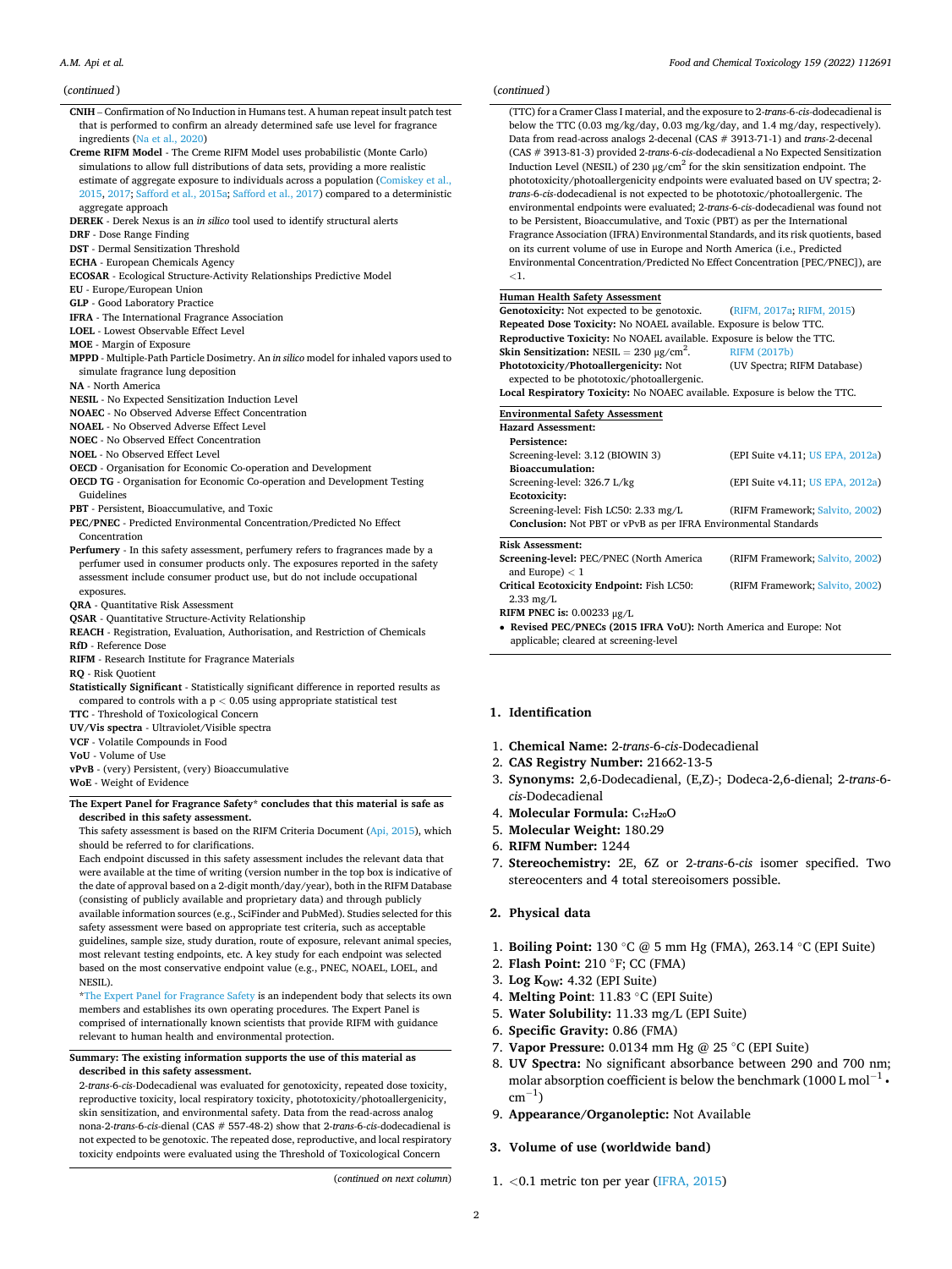(continued)

**CNIH** – Confirmation of No Induction in Humans test. A human repeat insult patch test that is performed to confirm an already determined safe use level for fragrance ingredients (Na et al., 2020)

**Creme RIFM Model** - The Creme RIFM Model uses probabilistic (Monte Carlo) simulations to allow full distributions of data sets, providing a more realistic estimate of aggregate exposure to individuals across a population (Comiskey et al., 2015, 2017; Safford et al., 2015a; Safford et al., 2017) compared to a deterministic aggregate approach

**DEREK** - Derek Nexus is an *in silico* tool used to identify structural alerts

**DRF** - Dose Range Finding

**DST** - Dermal Sensitization Threshold

**ECHA** - European Chemicals Agency

**ECOSAR** - Ecological Structure-Activity Relationships Predictive Model

**EU** - Europe/European Union

**GLP** - Good Laboratory Practice

**IFRA** - The International Fragrance Association

**LOEL** - Lowest Observable Effect Level

**MOE** - Margin of Exposure

**MPPD** - Multiple-Path Particle Dosimetry. An *in silico* model for inhaled vapors used to simulate fragrance lung deposition

**NA** - North America

**NESIL** - No Expected Sensitization Induction Level

**NOAEC** - No Observed Adverse Effect Concentration

**NOAEL** - No Observed Adverse Effect Level

**NOEC** - No Observed Effect Concentration

**NOEL** - No Observed Effect Level

**OECD** - Organisation for Economic Co-operation and Development

**OECD TG** - Organisation for Economic Co-operation and Development Testing Guidelines

**PBT** - Persistent, Bioaccumulative, and Toxic

**PEC/PNEC** - Predicted Environmental Concentration/Predicted No Effect Concentration

**Perfumery** - In this safety assessment, perfumery refers to fragrances made by a perfumer used in consumer products only. The exposures reported in the safety assessment include consumer product use, but do not include occupational exposures.

**QRA** - Quantitative Risk Assessment

**QSAR** - Quantitative Structure-Activity Relationship

**REACH** - Registration, Evaluation, Authorisation, and Restriction of Chemicals

**RfD** - Reference Dose

**RIFM** - Research Institute for Fragrance Materials

**RQ** - Risk Quotient

**Statistically Significant** - Statistically significant difference in reported results as compared to controls with a $p < 0.05$ using appropriate statistical test

**TTC** - Threshold of Toxicological Concern

**UV/Vis spectra** - Ultraviolet/Visible spectra

**VCF** - Volatile Compounds in Food

**VoU** - Volume of Use

**vPvB** - (very) Persistent, (very) Bioaccumulative

**WoE** - Weight of Evidence

**The Expert Panel for Fragrance Safety* concludes that this material is safe as described in this safety assessment.**

This safety assessment is based on the RIFM Criteria Document (Api, 2015), which should be referred to for clarifications.

Each endpoint discussed in this safety assessment includes the relevant data that were available at the time of writing (version number in the top box is indicative of the date of approval based on a 2-digit month/day/year), both in the RIFM Database (consisting of publicly available and proprietary data) and through publicly available information sources (e.g., SciFinder and PubMed). Studies selected for this safety assessment were based on appropriate test criteria, such as acceptable guidelines, sample size, study duration, route of exposure, relevant animal species, most relevant testing endpoints, etc. A key study for each endpoint was selected based on the most conservative endpoint value (e.g., PNEC, NOAEL, LOEL, and NESIL).

*The Expert Panel for Fragrance Safety is an independent body that selects its own members and establishes its own operating procedures. The Expert Panel is comprised of internationally known scientists that provide RIFM with guidance relevant to human health and environmental protection.

**Summary: The existing information supports the use of this material as described in this safety assessment.**

2-*trans*-6-*cis*-Dodecadienal was evaluated for genotoxicity, repeated dose toxicity, reproductive toxicity, local respiratory toxicity, phototoxicity/photoallergenicity, skin sensitization, and environmental safety. Data from the read-across analog nona-2-*trans*-6-*cis*-dienal (CAS # 557-48-2) show that 2-*trans*-6-*cis*-dodecadienal is not expected to be genotoxic. The repeated dose, reproductive, and local respiratory toxicity endpoints were evaluated using the Threshold of Toxicological Concern (TTC) for a Cramer Class I material, and the exposure to 2-*trans*-6-*cis*-dodecadienal is below the TTC (0.03 mg/kg/day, 0.03 mg/kg/day, and 1.4 mg/day, respectively). Data from read-across analogs 2-decenal (CAS # 3913-71-1) and *trans*-2-decenal (CAS # 3913-81-3) provided 2-*trans*-6-*cis*-dodecadienal a No Expected Sensitization Induction Level (NESIL) of 230 μg/cm$^2$ for the skin sensitization endpoint. The phototoxicity/photoallergenicity endpoints were evaluated based on UV spectra; 2-*trans*-6-*cis*-dodecadienal is not expected to be phototoxic/photoallergenic. The environmental endpoints were evaluated; 2-*trans*-6-*cis*-dodecadienal was found not to be Persistent, Bioaccumulative, and Toxic (PBT) as per the International Fragrance Association (IFRA) Environmental Standards, and its risk quotients, based on its current volume of use in Europe and North America (i.e., Predicted Environmental Concentration/Predicted No Effect Concentration [PEC/PNEC]), are <1.

**Human Health Safety Assessment**

**Genotoxicity:** Not expected to be genotoxic. (RIFM, 2017a; RIFM, 2015)

**Repeated Dose Toxicity:** No NOAEL available. Exposure is below TTC.

**Reproductive Toxicity:** No NOAEL available. Exposure is below the TTC.

**Skin Sensitization:** NESIL = 230 μg/cm$^2$. RIFM (2017b)

**Phototoxicity/Photoallergenicity:** Not expected to be phototoxic/photoallergenic. (UV Spectra; RIFM Database)

**Local Respiratory Toxicity:** No NOAEC available. Exposure is below the TTC.

**Environmental Safety Assessment**

**Hazard Assessment:**

**Persistence:**

Screening-level: 3.12 (BIOWIN 3) (EPI Suite v4.11; US EPA, 2012a)

**Bioaccumulation:**

Screening-level: 326.7 L/kg (EPI Suite v4.11; US EPA, 2012a)

**Ecotoxicity:**

Screening-level: Fish LC50: 2.33 mg/L (RIFM Framework; Salvito, 2002)

**Conclusion:** Not PBT or vPvB as per IFRA Environmental Standards

**Risk Assessment:**

**Screening-level:** PEC/PNEC (North America and Europe) < 1 (RIFM Framework; Salvito, 2002)

**Critical Ecotoxicity Endpoint:** Fish LC50: 2.33 mg/L (RIFM Framework; Salvito, 2002)

**RIFM PNEC is:** 0.00233 μg/L

- **Revised PEC/PNECs (2015 IFRA VoU):** North America and Europe: Not applicable; cleared at screening-level

## 1. Identification

1. **Chemical Name:** 2-*trans*-6-*cis*-Dodecadienal
2. **CAS Registry Number:** 21662-13-5
3. **Synonyms:** 2,6-Dodecadienal, (E,Z)-; Dodeca-2,6-dienal; 2-*trans*-6-*cis*-Dodecadienal
4. **Molecular Formula:** $C_{12}H_{20}O$
5. **Molecular Weight:** 180.29
6. **RIFM Number:** 1244
7. **Stereochemistry:** 2E, 6Z or 2-*trans*-6-*cis* isomer specified. Two stereocenters and 4 total stereoisomers possible.

## 2. Physical data

1. **Boiling Point:** 130 °C @ 5 mm Hg (FMA), 263.14 °C (EPI Suite)
2. **Flash Point:** 210 °F; CC (FMA)
3. **Log $K_{OW}$:** 4.32 (EPI Suite)
4. **Melting Point**: 11.83 °C (EPI Suite)
5. **Water Solubility:** 11.33 mg/L (EPI Suite)
6. **Specific Gravity:** 0.86 (FMA)
7. **Vapor Pressure:** 0.0134 mm Hg @ 25 °C (EPI Suite)
8. **UV Spectra:** No significant absorbance between 290 and 700 nm; molar absorption coefficient is below the benchmark (1000 L mol$^{-1}$ • cm$^{-1}$)
9. **Appearance/Organoleptic:** Not Available

## 3. Volume of use (worldwide band)

1. <0.1 metric ton per year (IFRA, 2015)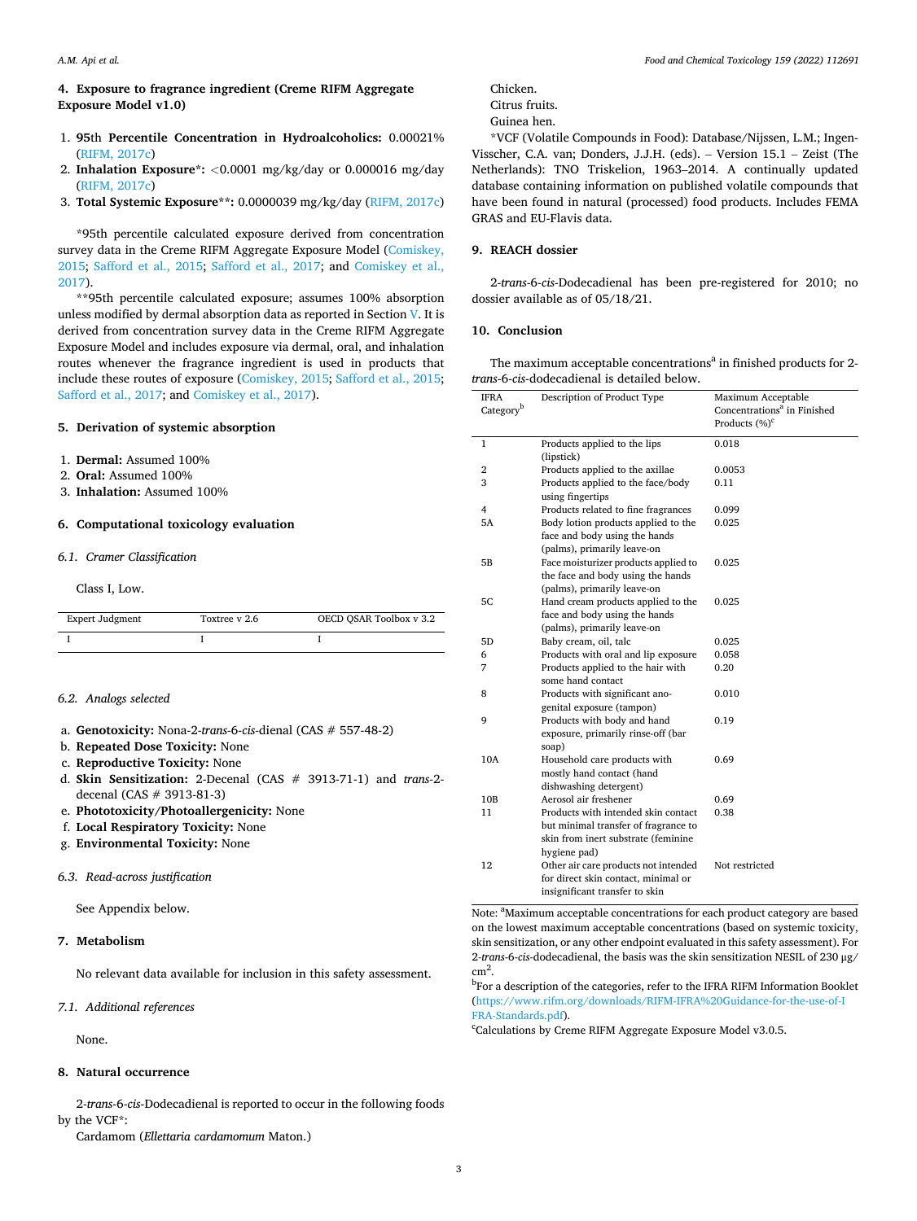## 4. Exposure to fragrance ingredient (Creme RIFM Aggregate Exposure Model v1.0)

1. **95th Percentile Concentration in Hydroalcoholics:** 0.00021% (RIFM, 2017c)
2. **Inhalation Exposure*:** <0.0001 mg/kg/day or 0.000016 mg/day (RIFM, 2017c)
3. **Total Systemic Exposure**:** 0.0000039 mg/kg/day (RIFM, 2017c)

*95th percentile calculated exposure derived from concentration survey data in the Creme RIFM Aggregate Exposure Model (Comiskey, 2015; Safford et al., 2015; Safford et al., 2017; and Comiskey et al., 2017).

**95th percentile calculated exposure; assumes 100% absorption unless modified by dermal absorption data as reported in Section V. It is derived from concentration survey data in the Creme RIFM Aggregate Exposure Model and includes exposure via dermal, oral, and inhalation routes whenever the fragrance ingredient is used in products that include these routes of exposure (Comiskey, 2015; Safford et al., 2015; Safford et al., 2017; and Comiskey et al., 2017).

## 5. Derivation of systemic absorption

1. **Dermal:** Assumed 100%
2. **Oral:** Assumed 100%
3. **Inhalation:** Assumed 100%

## 6. Computational toxicology evaluation

### 6.1. Cramer Classification

Class I, Low.

| Expert Judgment | Toxtree v 2.6 | OECD QSAR Toolbox v 3.2 |
|---|---|---|
| I | I | I |

### 6.2. Analogs selected

a. **Genotoxicity:** Nona-2-*trans*-6-*cis*-dienal (CAS # 557-48-2)
b. **Repeated Dose Toxicity:** None
c. **Reproductive Toxicity:** None
d. **Skin Sensitization:** 2-Decenal (CAS # 3913-71-1) and *trans*-2-decenal (CAS # 3913-81-3)
e. **Phototoxicity/Photoallergenicity:** None
f. **Local Respiratory Toxicity:** None
g. **Environmental Toxicity:** None

### 6.3. Read-across justification

See Appendix below.

## 7. Metabolism

No relevant data available for inclusion in this safety assessment.

### 7.1. Additional references

None.

## 8. Natural occurrence

2-*trans*-6-*cis*-Dodecadienal is reported to occur in the following foods by the VCF*:

Cardamom (*Ellettaria cardamomum* Maton.)
Chicken.
Citrus fruits.
Guinea hen.

*VCF (Volatile Compounds in Food): Database/Nijssen, L.M.; Ingen-Visscher, C.A. van; Donders, J.J.H. (eds). – Version 15.1 – Zeist (The Netherlands): TNO Triskelion, 1963–2014. A continually updated database containing information on published volatile compounds that have been found in natural (processed) food products. Includes FEMA GRAS and EU-Flavis data.

## 9. REACH dossier

2-*trans*-6-*cis*-Dodecadienal has been pre-registered for 2010; no dossier available as of 05/18/21.

## 10. Conclusion

The maximum acceptable concentrations[a] in finished products for 2-*trans*-6-*cis*-dodecadienal is detailed below.

| IFRA Category[b] | Description of Product Type | Maximum Acceptable Concentrations[a] in Finished Products (%)[c] |
|---|---|---|
| 1 | Products applied to the lips (lipstick) | 0.018 |
| 2 | Products applied to the axillae | 0.0053 |
| 3 | Products applied to the face/body using fingertips | 0.11 |
| 4 | Products related to fine fragrances | 0.099 |
| 5A | Body lotion products applied to the face and body using the hands (palms), primarily leave-on | 0.025 |
| 5B | Face moisturizer products applied to the face and body using the hands (palms), primarily leave-on | 0.025 |
| 5C | Hand cream products applied to the face and body using the hands (palms), primarily leave-on | 0.025 |
| 5D | Baby cream, oil, talc | 0.025 |
| 6 | Products with oral and lip exposure | 0.058 |
| 7 | Products applied to the hair with some hand contact | 0.20 |
| 8 | Products with significant ano-genital exposure (tampon) | 0.010 |
| 9 | Products with body and hand exposure, primarily rinse-off (bar soap) | 0.19 |
| 10A | Household care products with mostly hand contact (hand dishwashing detergent) | 0.69 |
| 10B | Aerosol air freshener | 0.69 |
| 11 | Products with intended skin contact but minimal transfer of fragrance to skin from inert substrate (feminine hygiene pad) | 0.38 |
| 12 | Other air care products not intended for direct skin contact, minimal or insignificant transfer to skin | Not restricted |

Note: [a]Maximum acceptable concentrations for each product category are based on the lowest maximum acceptable concentrations (based on systemic toxicity, skin sensitization, or any other endpoint evaluated in this safety assessment). For 2-*trans*-6-*cis*-dodecadienal, the basis was the skin sensitization NESIL of 230 μg/cm$^2$.

[b]For a description of the categories, refer to the IFRA RIFM Information Booklet (https://www.rifm.org/downloads/RIFM-IFRA%20Guidance-for-the-use-of-IFRA-Standards.pdf).

[c]Calculations by Creme RIFM Aggregate Exposure Model v3.0.5.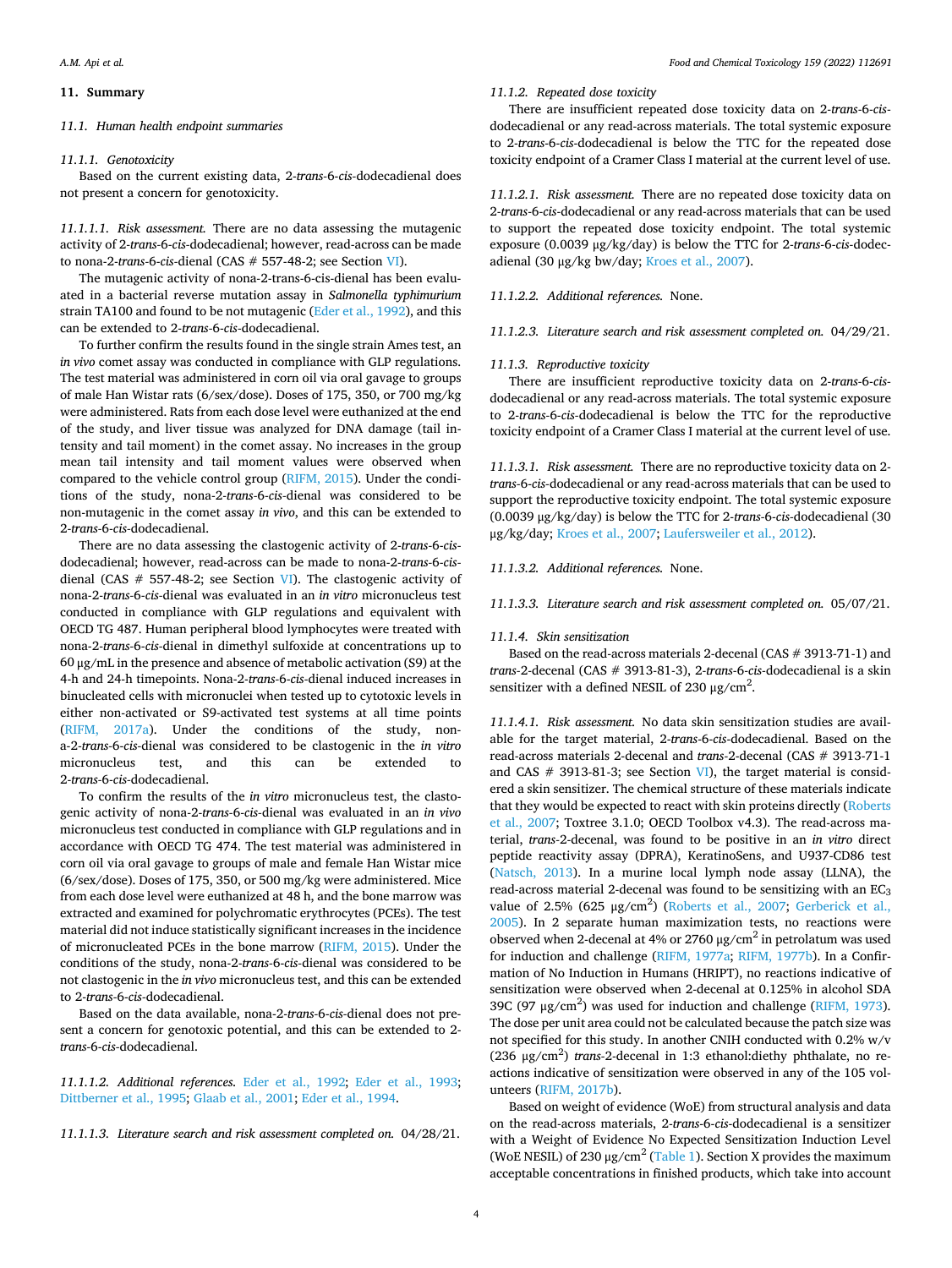## 11. Summary

### 11.1. Human health endpoint summaries

#### 11.1.1. Genotoxicity

Based on the current existing data, 2-*trans*-6-*cis*-dodecadienal does not present a concern for genotoxicity.

*11.1.1.1. Risk assessment.* There are no data assessing the mutagenic activity of 2-*trans*-6-*cis*-dodecadienal; however, read-across can be made to nona-2-*trans*-6-*cis*-dienal (CAS # 557-48-2; see Section VI).

The mutagenic activity of nona-2-trans-6-cis-dienal has been evaluated in a bacterial reverse mutation assay in *Salmonella typhimurium* strain TA100 and found to be not mutagenic (Eder et al., 1992), and this can be extended to 2-*trans*-6-*cis*-dodecadienal.

To further confirm the results found in the single strain Ames test, an *in vivo* comet assay was conducted in compliance with GLP regulations. The test material was administered in corn oil via oral gavage to groups of male Han Wistar rats (6/sex/dose). Doses of 175, 350, or 700 mg/kg were administered. Rats from each dose level were euthanized at the end of the study, and liver tissue was analyzed for DNA damage (tail intensity and tail moment) in the comet assay. No increases in the group mean tail intensity and tail moment values were observed when compared to the vehicle control group (RIFM, 2015). Under the conditions of the study, nona-2-*trans*-6-*cis*-dienal was considered to be non-mutagenic in the comet assay *in vivo*, and this can be extended to 2-*trans*-6-*cis*-dodecadienal.

There are no data assessing the clastogenic activity of 2-*trans*-6-*cis*-dodecadienal; however, read-across can be made to nona-2-*trans*-6-*cis*-dienal (CAS # 557-48-2; see Section VI). The clastogenic activity of nona-2-*trans*-6-*cis*-dienal was evaluated in an *in vitro* micronucleus test conducted in compliance with GLP regulations and equivalent with OECD TG 487. Human peripheral blood lymphocytes were treated with nona-2-*trans*-6-*cis*-dienal in dimethyl sulfoxide at concentrations up to 60 μg/mL in the presence and absence of metabolic activation (S9) at the 4-h and 24-h timepoints. Nona-2-*trans*-6-*cis*-dienal induced increases in binucleated cells with micronuclei when tested up to cytotoxic levels in either non-activated or S9-activated test systems at all time points (RIFM, 2017a). Under the conditions of the study, nona-2-*trans*-6-*cis*-dienal was considered to be clastogenic in the *in vitro* micronucleus test, and this can be extended to 2-*trans*-6-*cis*-dodecadienal.

To confirm the results of the *in vitro* micronucleus test, the clastogenic activity of nona-2-*trans*-6-*cis*-dienal was evaluated in an *in vivo* micronucleus test conducted in compliance with GLP regulations and in accordance with OECD TG 474. The test material was administered in corn oil via oral gavage to groups of male and female Han Wistar mice (6/sex/dose). Doses of 175, 350, or 500 mg/kg were administered. Mice from each dose level were euthanized at 48 h, and the bone marrow was extracted and examined for polychromatic erythrocytes (PCEs). The test material did not induce statistically significant increases in the incidence of micronucleated PCEs in the bone marrow (RIFM, 2015). Under the conditions of the study, nona-2-*trans*-6-*cis*-dienal was considered to be not clastogenic in the *in vivo* micronucleus test, and this can be extended to 2-*trans*-6-*cis*-dodecadienal.

Based on the data available, nona-2-*trans*-6-*cis*-dienal does not present a concern for genotoxic potential, and this can be extended to 2-*trans*-6-*cis*-dodecadienal.

*11.1.1.2. Additional references.* Eder et al., 1992; Eder et al., 1993; Dittberner et al., 1995; Glaab et al., 2001; Eder et al., 1994.

*11.1.1.3. Literature search and risk assessment completed on.* 04/28/21.

#### 11.1.2. Repeated dose toxicity

There are insufficient repeated dose toxicity data on 2-*trans*-6-*cis*-dodecadienal or any read-across materials. The total systemic exposure to 2-*trans*-6-*cis*-dodecadienal is below the TTC for the repeated dose toxicity endpoint of a Cramer Class I material at the current level of use.

*11.1.2.1. Risk assessment.* There are no repeated dose toxicity data on 2-*trans*-6-*cis*-dodecadienal or any read-across materials that can be used to support the repeated dose toxicity endpoint. The total systemic exposure (0.0039 μg/kg/day) is below the TTC for 2-*trans*-6-*cis*-dodecadienal (30 μg/kg bw/day; Kroes et al., 2007).

*11.1.2.2. Additional references.* None.

*11.1.2.3. Literature search and risk assessment completed on.* 04/29/21.

#### 11.1.3. Reproductive toxicity

There are insufficient reproductive toxicity data on 2-*trans*-6-*cis*-dodecadienal or any read-across materials. The total systemic exposure to 2-*trans*-6-*cis*-dodecadienal is below the TTC for the reproductive toxicity endpoint of a Cramer Class I material at the current level of use.

*11.1.3.1. Risk assessment.* There are no reproductive toxicity data on 2-*trans*-6-*cis*-dodecadienal or any read-across materials that can be used to support the reproductive toxicity endpoint. The total systemic exposure (0.0039 μg/kg/day) is below the TTC for 2-*trans*-6-*cis*-dodecadienal (30 μg/kg/day; Kroes et al., 2007; Laufersweiler et al., 2012).

*11.1.3.2. Additional references.* None.

*11.1.3.3. Literature search and risk assessment completed on.* 05/07/21.

#### 11.1.4. Skin sensitization

Based on the read-across materials 2-decenal (CAS # 3913-71-1) and *trans*-2-decenal (CAS # 3913-81-3), 2-*trans*-6-*cis*-dodecadienal is a skin sensitizer with a defined NESIL of 230 μg/cm$^2$.

*11.1.4.1. Risk assessment.* No data skin sensitization studies are available for the target material, 2-*trans*-6-*cis*-dodecadienal. Based on the read-across materials 2-decenal and *trans*-2-decenal (CAS # 3913-71-1 and CAS # 3913-81-3; see Section VI), the target material is considered a skin sensitizer. The chemical structure of these materials indicate that they would be expected to react with skin proteins directly (Roberts et al., 2007; Toxtree 3.1.0; OECD Toolbox v4.3). The read-across material, *trans*-2-decenal, was found to be positive in an *in vitro* direct peptide reactivity assay (DPRA), KeratinoSens, and U937-CD86 test (Natsch, 2013). In a murine local lymph node assay (LLNA), the read-across material 2-decenal was found to be sensitizing with an $EC_3$ value of 2.5% (625 μg/cm$^2$) (Roberts et al., 2007; Gerberick et al., 2005). In 2 separate human maximization tests, no reactions were observed when 2-decenal at 4% or 2760 μg/cm$^2$ in petrolatum was used for induction and challenge (RIFM, 1977a; RIFM, 1977b). In a Confirmation of No Induction in Humans (HRIPT), no reactions indicative of sensitization were observed when 2-decenal at 0.125% in alcohol SDA 39C (97 μg/cm$^2$) was used for induction and challenge (RIFM, 1973). The dose per unit area could not be calculated because the patch size was not specified for this study. In another CNIH conducted with 0.2% w/v (236 μg/cm$^2$) *trans*-2-decenal in 1:3 ethanol:diethy phthalate, no reactions indicative of sensitization were observed in any of the 105 volunteers (RIFM, 2017b).

Based on weight of evidence (WoE) from structural analysis and data on the read-across materials, 2-*trans*-6-*cis*-dodecadienal is a sensitizer with a Weight of Evidence No Expected Sensitization Induction Level (WoE NESIL) of 230 μg/cm$^2$ (Table 1). Section X provides the maximum acceptable concentrations in finished products, which take into account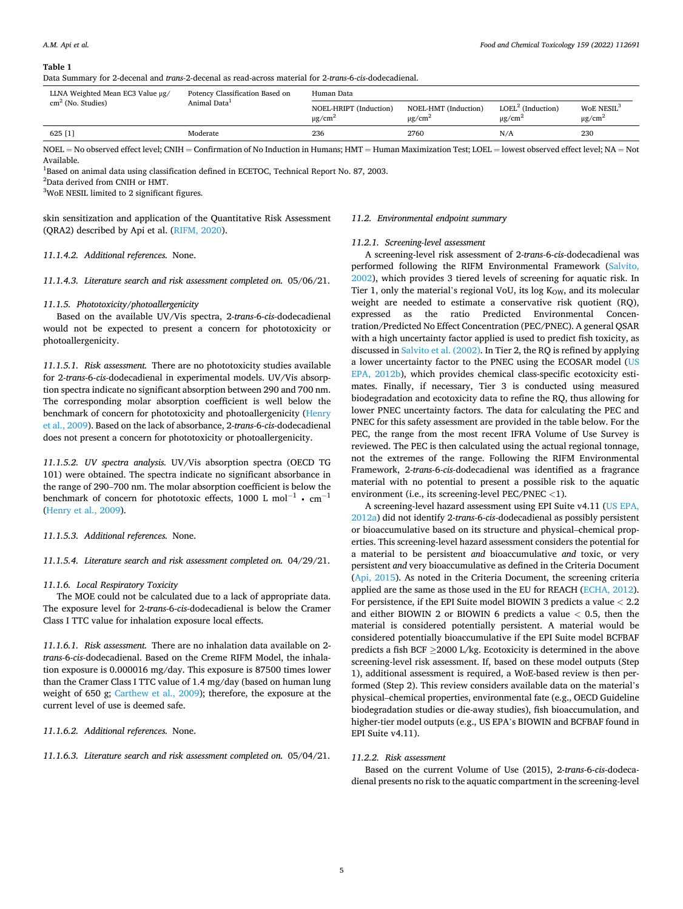**Table 1**

Data Summary for 2-decenal and *trans*-2-decenal as read-across material for 2-*trans*-6-*cis*-dodecadienal.

| LLNA Weighted Mean EC3 Value μg/cm[2] (No. Studies) | Potency Classification Based on Animal Data[1] | Human Data | | | |
|---|---|---|---|---|---|
| | | NOEL-HRIPT (Induction) μg/cm[2] | NOEL-HMT (Induction) μg/cm[2] | LOEL[2] (Induction) μg/cm[2] | WoE NESIL[3] μg/cm[2] |
| 625 [1] | Moderate | 236 | 2760 | N/A | 230 |

NOEL = No observed effect level; CNIH = Confirmation of No Induction in Humans; HMT = Human Maximization Test; LOEL = lowest observed effect level; NA = Not Available.

[1]Based on animal data using classification defined in ECETOC, Technical Report No. 87, 2003.

[2]Data derived from CNIH or HMT.

[3]WoE NESIL limited to 2 significant figures.

skin sensitization and application of the Quantitative Risk Assessment (QRA2) described by Api et al. (RIFM, 2020).

*11.1.4.2. Additional references.* None.

*11.1.4.3. Literature search and risk assessment completed on.* 05/06/21.

*11.1.5. Phototoxicity/photoallergenicity*

Based on the available UV/Vis spectra, 2-*trans*-6-*cis*-dodecadienal would not be expected to present a concern for phototoxicity or photoallergenicity.

*11.1.5.1. Risk assessment.* There are no phototoxicity studies available for 2-*trans*-6-*cis*-dodecadienal in experimental models. UV/Vis absorption spectra indicate no significant absorption between 290 and 700 nm. The corresponding molar absorption coefficient is well below the benchmark of concern for phototoxicity and photoallergenicity (Henry et al., 2009). Based on the lack of absorbance, 2-*trans*-6-*cis*-dodecadienal does not present a concern for phototoxicity or photoallergenicity.

*11.1.5.2. UV spectra analysis.* UV/Vis absorption spectra (OECD TG 101) were obtained. The spectra indicate no significant absorbance in the range of 290–700 nm. The molar absorption coefficient is below the benchmark of concern for phototoxic effects, 1000 L $mol^{-1}$ • $cm^{-1}$ (Henry et al., 2009).

*11.1.5.3. Additional references.* None.

*11.1.5.4. Literature search and risk assessment completed on.* 04/29/21.

*11.1.6. Local Respiratory Toxicity*

The MOE could not be calculated due to a lack of appropriate data. The exposure level for 2-*trans*-6-*cis*-dodecadienal is below the Cramer Class I TTC value for inhalation exposure local effects.

*11.1.6.1. Risk assessment.* There are no inhalation data available on 2-*trans*-6-*cis*-dodecadienal. Based on the Creme RIFM Model, the inhalation exposure is 0.000016 mg/day. This exposure is 87500 times lower than the Cramer Class I TTC value of 1.4 mg/day (based on human lung weight of 650 g; Carthew et al., 2009); therefore, the exposure at the current level of use is deemed safe.

*11.1.6.2. Additional references.* None.

*11.1.6.3. Literature search and risk assessment completed on.* 05/04/21.

*11.2. Environmental endpoint summary*

*11.2.1. Screening-level assessment*

A screening-level risk assessment of 2-*trans*-6-*cis*-dodecadienal was performed following the RIFM Environmental Framework (Salvito, 2002), which provides 3 tiered levels of screening for aquatic risk. In Tier 1, only the material's regional VoU, its log $K_{OW}$, and its molecular weight are needed to estimate a conservative risk quotient (RQ), expressed as the ratio Predicted Environmental Concentration/Predicted No Effect Concentration (PEC/PNEC). A general QSAR with a high uncertainty factor applied is used to predict fish toxicity, as discussed in Salvito et al. (2002). In Tier 2, the RQ is refined by applying a lower uncertainty factor to the PNEC using the ECOSAR model (US EPA, 2012b), which provides chemical class-specific ecotoxicity estimates. Finally, if necessary, Tier 3 is conducted using measured biodegradation and ecotoxicity data to refine the RQ, thus allowing for lower PNEC uncertainty factors. The data for calculating the PEC and PNEC for this safety assessment are provided in the table below. For the PEC, the range from the most recent IFRA Volume of Use Survey is reviewed. The PEC is then calculated using the actual regional tonnage, not the extremes of the range. Following the RIFM Environmental Framework, 2-*trans*-6-*cis*-dodecadienal was identified as a fragrance material with no potential to present a possible risk to the aquatic environment (i.e., its screening-level PEC/PNEC <1).

A screening-level hazard assessment using EPI Suite v4.11 (US EPA, 2012a) did not identify 2-*trans*-6-*cis*-dodecadienal as possibly persistent or bioaccumulative based on its structure and physical–chemical properties. This screening-level hazard assessment considers the potential for a material to be persistent *and* bioaccumulative *and* toxic, or very persistent *and* very bioaccumulative as defined in the Criteria Document (Api, 2015). As noted in the Criteria Document, the screening criteria applied are the same as those used in the EU for REACH (ECHA, 2012). For persistence, if the EPI Suite model BIOWIN 3 predicts a value < 2.2 and either BIOWIN 2 or BIOWIN 6 predicts a value < 0.5, then the material is considered potentially persistent. A material would be considered potentially bioaccumulative if the EPI Suite model BCFBAF predicts a fish BCF ≥2000 L/kg. Ecotoxicity is determined in the above screening-level risk assessment. If, based on these model outputs (Step 1), additional assessment is required, a WoE-based review is then performed (Step 2). This review considers available data on the material's physical–chemical properties, environmental fate (e.g., OECD Guideline biodegradation studies or die-away studies), fish bioaccumulation, and higher-tier model outputs (e.g., US EPA's BIOWIN and BCFBAF found in EPI Suite v4.11).

*11.2.2. Risk assessment*

Based on the current Volume of Use (2015), 2-*trans*-6-*cis*-dodecadienal presents no risk to the aquatic compartment in the screening-level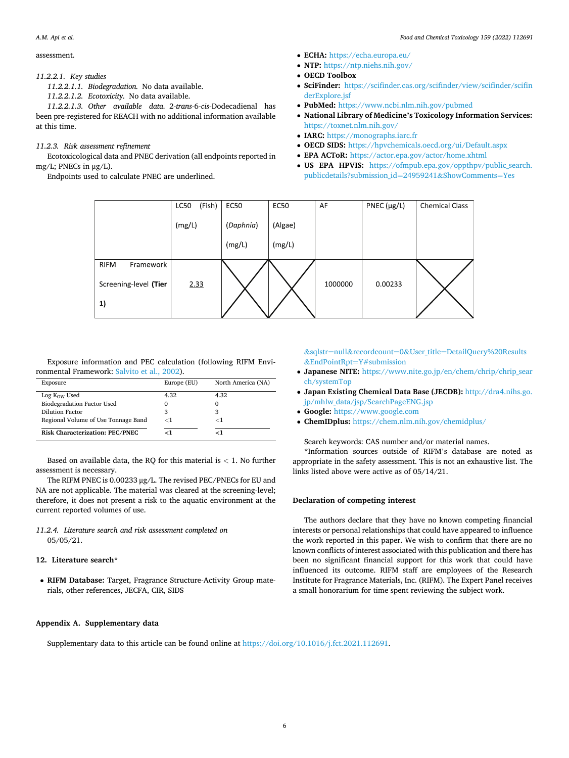assessment.

*11.2.2.1. Key studies*

*11.2.2.1.1. Biodegradation.* No data available.

*11.2.2.1.2. Ecotoxicity.* No data available.

*11.2.2.1.3. Other available data.* 2-*trans*-6-*cis*-Dodecadienal has been pre-registered for REACH with no additional information available at this time.

*11.2.3. Risk assessment refinement*

Ecotoxicological data and PNEC derivation (all endpoints reported in mg/L; PNECs in μg/L).

Endpoints used to calculate PNEC are underlined.

| | LC50 (Fish) (mg/L) | EC50 (*Daphnia*) (mg/L) | EC50 (Algae) (mg/L) | AF | PNEC (μg/L) | Chemical Class |
|---|---|---|---|---|---|---|
| RIFM Framework Screening-level **(Tier 1)** | <u>2.33</u> | X | X | 1000000 | 0.00233 | X |

Exposure information and PEC calculation (following RIFM Environmental Framework: Salvito et al., 2002).

| Exposure | Europe (EU) | North America (NA) |
|---|---|---|
| Log $K_{OW}$ Used | 4.32 | 4.32 |
| Biodegradation Factor Used | 0 | 0 |
| Dilution Factor | 3 | 3 |
| Regional Volume of Use Tonnage Band | <1 | <1 |
| **Risk Characterization: PEC/PNEC** | **<1** | **<1** |

Based on available data, the RQ for this material is < 1. No further assessment is necessary.

The RIFM PNEC is 0.00233 μg/L. The revised PEC/PNECs for EU and NA are not applicable. The material was cleared at the screening-level; therefore, it does not present a risk to the aquatic environment at the current reported volumes of use.

*11.2.4. Literature search and risk assessment completed on* 05/05/21.

## 12. Literature search*

- **RIFM Database:** Target, Fragrance Structure-Activity Group materials, other references, JECFA, CIR, SIDS
- **ECHA:** https://echa.europa.eu/
- **NTP:** https://ntp.niehs.nih.gov/
- **OECD Toolbox**
- **SciFinder:** https://scifinder.cas.org/scifinder/view/scifinder/scifinderExplore.jsf
- **PubMed:** https://www.ncbi.nlm.nih.gov/pubmed
- **National Library of Medicine's Toxicology Information Services:** https://toxnet.nlm.nih.gov/
- **IARC:** https://monographs.iarc.fr
- **OECD SIDS:** https://hpvchemicals.oecd.org/ui/Default.aspx
- **EPA ACToR:** https://actor.epa.gov/actor/home.xhtml
- **US EPA HPVIS:** https://ofmpub.epa.gov/oppthpv/public_search.publicdetails?submission_id=24959241&ShowComments=Yes&sqlstr=null&recordcount=0&User_title=DetailQuery%20Results&EndPointRpt=Y#submission
- **Japanese NITE:** https://www.nite.go.jp/en/chem/chrip/chrip_search/systemTop
- **Japan Existing Chemical Data Base (JECDB):** http://dra4.nihs.go.jp/mhlw_data/jsp/SearchPageENG.jsp
- **Google:** https://www.google.com
- **ChemIDplus:** https://chem.nlm.nih.gov/chemidplus/

Search keywords: CAS number and/or material names.

*Information sources outside of RIFM's database are noted as appropriate in the safety assessment. This is not an exhaustive list. The links listed above were active as of 05/14/21.

## Declaration of competing interest

The authors declare that they have no known competing financial interests or personal relationships that could have appeared to influence the work reported in this paper. We wish to confirm that there are no known conflicts of interest associated with this publication and there has been no significant financial support for this work that could have influenced its outcome. RIFM staff are employees of the Research Institute for Fragrance Materials, Inc. (RIFM). The Expert Panel receives a small honorarium for time spent reviewing the subject work.

## Appendix A. Supplementary data

Supplementary data to this article can be found online at https://doi.org/10.1016/j.fct.2021.112691.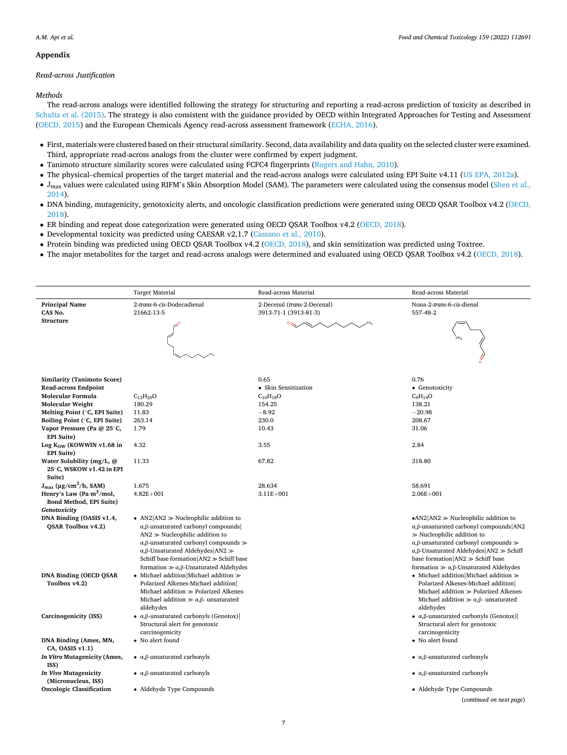## Appendix

*Read-across Justification*

*Methods*

The read-across analogs were identified following the strategy for structuring and reporting a read-across prediction of toxicity as described in Schultz et al. (2015). The strategy is also consistent with the guidance provided by OECD within Integrated Approaches for Testing and Assessment (OECD, 2015) and the European Chemicals Agency read-across assessment framework (ECHA, 2016).

- First, materials were clustered based on their structural similarity. Second, data availability and data quality on the selected cluster were examined. Third, appropriate read-across analogs from the cluster were confirmed by expert judgment.
- Tanimoto structure similarity scores were calculated using FCFC4 fingerprints (Rogers and Hahn, 2010).
- The physical–chemical properties of the target material and the read-across analogs were calculated using EPI Suite v4.11 (US EPA, 2012a).
- $J_{max}$ values were calculated using RIFM's Skin Absorption Model (SAM). The parameters were calculated using the consensus model (Shen et al., 2014).
- DNA binding, mutagenicity, genotoxicity alerts, and oncologic classification predictions were generated using OECD QSAR Toolbox v4.2 (OECD, 2018).
- ER binding and repeat dose categorization were generated using OECD QSAR Toolbox v4.2 (OECD, 2018).
- Developmental toxicity was predicted using CAESAR v2.1.7 (Cassano et al., 2010).
- Protein binding was predicted using OECD QSAR Toolbox v4.2 (OECD, 2018), and skin sensitization was predicted using Toxtree.
- The major metabolites for the target and read-across analogs were determined and evaluated using OECD QSAR Toolbox v4.2 (OECD, 2018).

| | Target Material | Read-across Material | Read-across Material |
|---|---|---|---|
| **Principal Name** | 2-*trans*-6-*cis*-Dodecadienal | 2-Decenal (*trans*-2-Decenal) | Nona-2-*trans*-6-*cis*-dienal |
| **CAS No.** | 21662-13-5 | 3913-71-1 (3913-81-3) | 557-48-2 |
| **Structure** | | | |
| **Similarity (Tanimoto Score)** | | 0.65 | 0.76 |
| **Read-across Endpoint** | | • Skin Sensitization | • Genotoxicity |
| **Molecular Formula** | $C_{12}H_{20}O$ | $C_{10}H_{18}O$ | $C_9H_{14}O$ |
| **Molecular Weight** | 180.29 | 154.25 | 138.21 |
| **Melting Point (°C, EPI Suite)** | 11.83 | −8.92 | −20.98 |
| **Boiling Point (°C, EPI Suite)** | 263.14 | 230.0 | 208.67 |
| **Vapor Pressure (Pa @ 25°C, EPI Suite)** | 1.79 | 10.43 | 31.06 |
| **Log $K_{OW}$ (KOWWIN v1.68 in EPI Suite)** | 4.32 | 3.55 | 2.84 |
| **Water Solubility (mg/L, @ 25°C, WSKOW v1.42 in EPI Suite)** | 11.33 | 67.82 | 318.80 |
| **$J_{max}$ (μg/cm²/h, SAM)** | 1.675 | 28.634 | 58.691 |
| **Henry's Law (Pa·m³/mol, Bond Method, EPI Suite)** | 4.82E+001 | 3.11E+001 | 2.06E+001 |
| ***Genotoxicity*** | | | |
| **DNA Binding (OASIS v1.4, QSAR Toolbox v4.2)** | • AN2\|AN2 ≫ Nucleophilic addition to α,β-unsaturated carbonyl compounds\|AN2 ≫ Nucleophilic addition to α,β-unsaturated carbonyl compounds ≫ α,β-Unsaturated Aldehydes\|AN2 ≫ Schiff base formation\|AN2 ≫ Schiff base formation ≫ α,β-Unsaturated Aldehydes | | •AN2\|AN2 ≫ Nucleophilic addition to α,β-unsaturated carbonyl compounds\|AN2 ≫ Nucleophilic addition to α,β-unsaturated carbonyl compounds ≫ α,β-Unsaturated Aldehydes\|AN2 ≫ Schiff base formation\|AN2 ≫ Schiff base formation ≫ α,β-Unsaturated Aldehydes |
| **DNA Binding (OECD QSAR Toolbox v4.2)** | • Michael addition\|Michael addition ≫ Polarized Alkenes-Michael addition\|Michael addition ≫ Polarized Alkenes-Michael addition ≫ α,β- unsaturated aldehydes | | • Michael addition\|Michael addition ≫ Polarized Alkenes-Michael addition\|Michael addition ≫ Polarized Alkenes-Michael addition ≫ α,β- unsaturated aldehydes |
| **Carcinogenicity (ISS)** | • α,β-unsaturated carbonyls (Genotox)\|Structural alert for genotoxic carcinogenicity | | • α,β-unsaturated carbonyls (Genotox)\|Structural alert for genotoxic carcinogenicity |
| **DNA Binding (Ames, MN, CA, OASIS v1.1)** | • No alert found | | • No alert found |
| ***In Vitro* Mutagenicity (Ames, ISS)** | • α,β-unsaturated carbonyls | | • α,β-unsaturated carbonyls |
| ***In Vivo* Mutagenicity (Micronucleus, ISS)** | • α,β-unsaturated carbonyls | | • α,β-unsaturated carbonyls |
| **Oncologic Classification** | • Aldehyde Type Compounds | | • Aldehyde Type Compounds |

(*continued on next page*)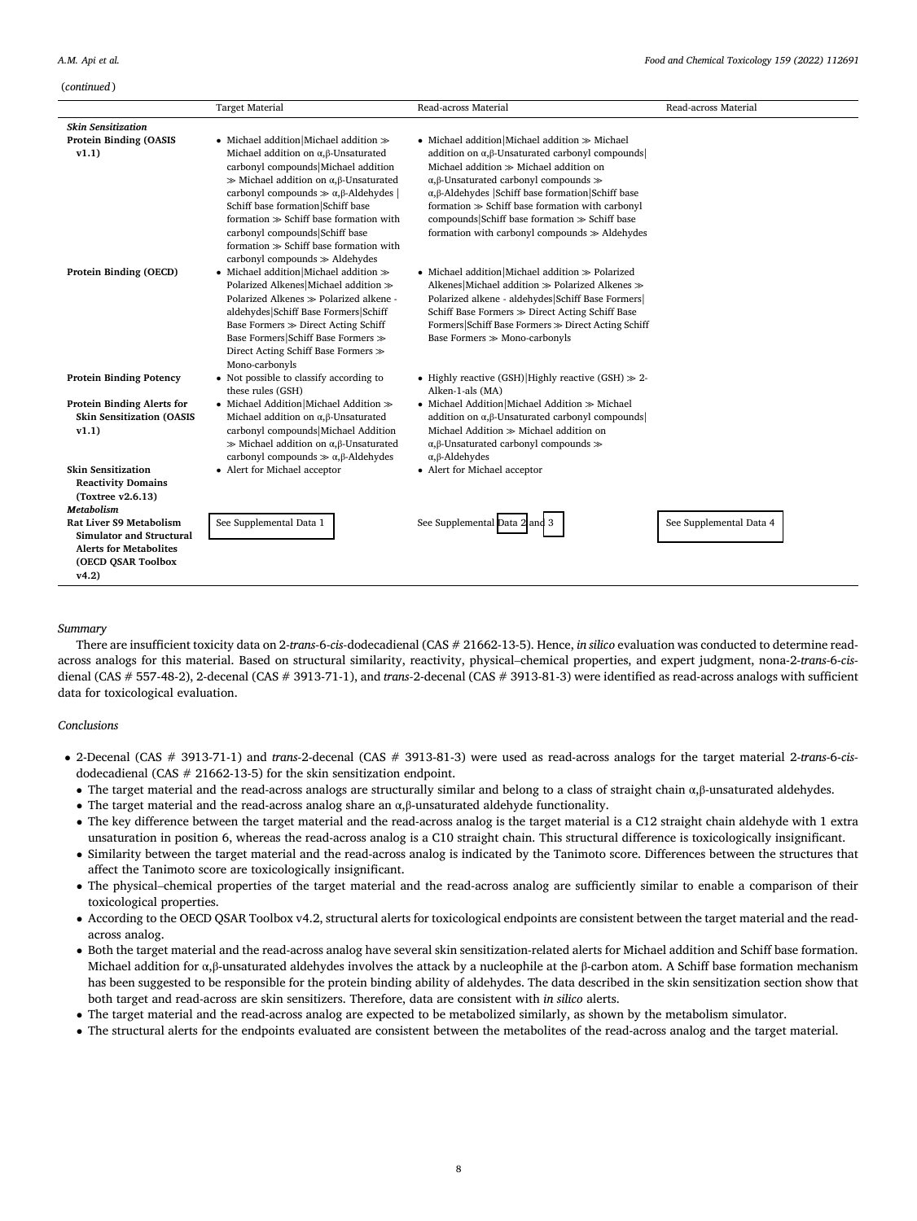(*continued*)

| | Target Material | Read-across Material | Read-across Material |
|---|---|---|---|
| ***Skin Sensitization*** | | | |
| **Protein Binding (OASIS v1.1)** | • Michael addition\|Michael addition ≫ Michael addition on α,β-Unsaturated carbonyl compounds\|Michael addition ≫ Michael addition on α,β-Unsaturated carbonyl compounds ≫ α,β-Aldehydes \| Schiff base formation\|Schiff base formation ≫ Schiff base formation with carbonyl compounds\|Schiff base formation ≫ Schiff base formation with carbonyl compounds ≫ Aldehydes | • Michael addition\|Michael addition ≫ Michael addition on α,β-Unsaturated carbonyl compounds\| Michael addition ≫ Michael addition on α,β-Unsaturated carbonyl compounds ≫ α,β-Aldehydes \|Schiff base formation\|Schiff base formation ≫ Schiff base formation with carbonyl compounds\|Schiff base formation ≫ Schiff base formation with carbonyl compounds ≫ Aldehydes | |
| **Protein Binding (OECD)** | • Michael addition\|Michael addition ≫ Polarized Alkenes\|Michael addition ≫ Polarized Alkenes ≫ Polarized alkene - aldehydes\|Schiff Base Formers\|Schiff Base Formers ≫ Direct Acting Schiff Base Formers\|Schiff Base Formers ≫ Direct Acting Schiff Base Formers ≫ Mono-carbonyls | • Michael addition\|Michael addition ≫ Polarized Alkenes\|Michael addition ≫ Polarized Alkenes ≫ Polarized alkene - aldehydes\|Schiff Base Formers\| Schiff Base Formers ≫ Direct Acting Schiff Base Formers\|Schiff Base Formers ≫ Direct Acting Schiff Base Formers ≫ Mono-carbonyls | |
| **Protein Binding Potency** | • Not possible to classify according to these rules (GSH) | • Highly reactive (GSH)\|Highly reactive (GSH) ≫ 2-Alken-1-als (MA) | |
| **Protein Binding Alerts for Skin Sensitization (OASIS v1.1)** | • Michael Addition\|Michael Addition ≫ Michael addition on α,β-Unsaturated carbonyl compounds\|Michael Addition ≫ Michael addition on α,β-Unsaturated carbonyl compounds ≫ α,β-Aldehydes | • Michael Addition\|Michael Addition ≫ Michael addition on α,β-Unsaturated carbonyl compounds\| Michael Addition ≫ Michael addition on α,β-Unsaturated carbonyl compounds ≫ α,β-Aldehydes | |
| **Skin Sensitization Reactivity Domains (Toxtree v2.6.13)** | • Alert for Michael acceptor | • Alert for Michael acceptor | |
| ***Metabolism*** | | | |
| **Rat Liver S9 Metabolism Simulator and Structural Alerts for Metabolites (OECD QSAR Toolbox v4.2)** | See Supplemental Data 1 | See Supplemental Data 2 and 3 | See Supplemental Data 4 |

*Summary*

There are insufficient toxicity data on 2-*trans*-6-*cis*-dodecadienal (CAS # 21662-13-5). Hence, *in silico* evaluation was conducted to determine read-across analogs for this material. Based on structural similarity, reactivity, physical–chemical properties, and expert judgment, nona-2-*trans*-6-*cis*-dienal (CAS # 557-48-2), 2-decenal (CAS # 3913-71-1), and *trans*-2-decenal (CAS # 3913-81-3) were identified as read-across analogs with sufficient data for toxicological evaluation.

*Conclusions*

- 2-Decenal (CAS # 3913-71-1) and *trans*-2-decenal (CAS # 3913-81-3) were used as read-across analogs for the target material 2-*trans*-6-*cis*-dodecadienal (CAS # 21662-13-5) for the skin sensitization endpoint.
  - The target material and the read-across analogs are structurally similar and belong to a class of straight chain α,β-unsaturated aldehydes.
  - The target material and the read-across analog share an α,β-unsaturated aldehyde functionality.
  - The key difference between the target material and the read-across analog is the target material is a C12 straight chain aldehyde with 1 extra unsaturation in position 6, whereas the read-across analog is a C10 straight chain. This structural difference is toxicologically insignificant.
  - Similarity between the target material and the read-across analog is indicated by the Tanimoto score. Differences between the structures that affect the Tanimoto score are toxicologically insignificant.
  - The physical–chemical properties of the target material and the read-across analog are sufficiently similar to enable a comparison of their toxicological properties.
  - According to the OECD QSAR Toolbox v4.2, structural alerts for toxicological endpoints are consistent between the target material and the read-across analog.
  - Both the target material and the read-across analog have several skin sensitization-related alerts for Michael addition and Schiff base formation. Michael addition for α,β-unsaturated aldehydes involves the attack by a nucleophile at the β-carbon atom. A Schiff base formation mechanism has been suggested to be responsible for the protein binding ability of aldehydes. The data described in the skin sensitization section show that both target and read-across are skin sensitizers. Therefore, data are consistent with *in silico* alerts.
  - The target material and the read-across analog are expected to be metabolized similarly, as shown by the metabolism simulator.
  - The structural alerts for the endpoints evaluated are consistent between the metabolites of the read-across analog and the target material.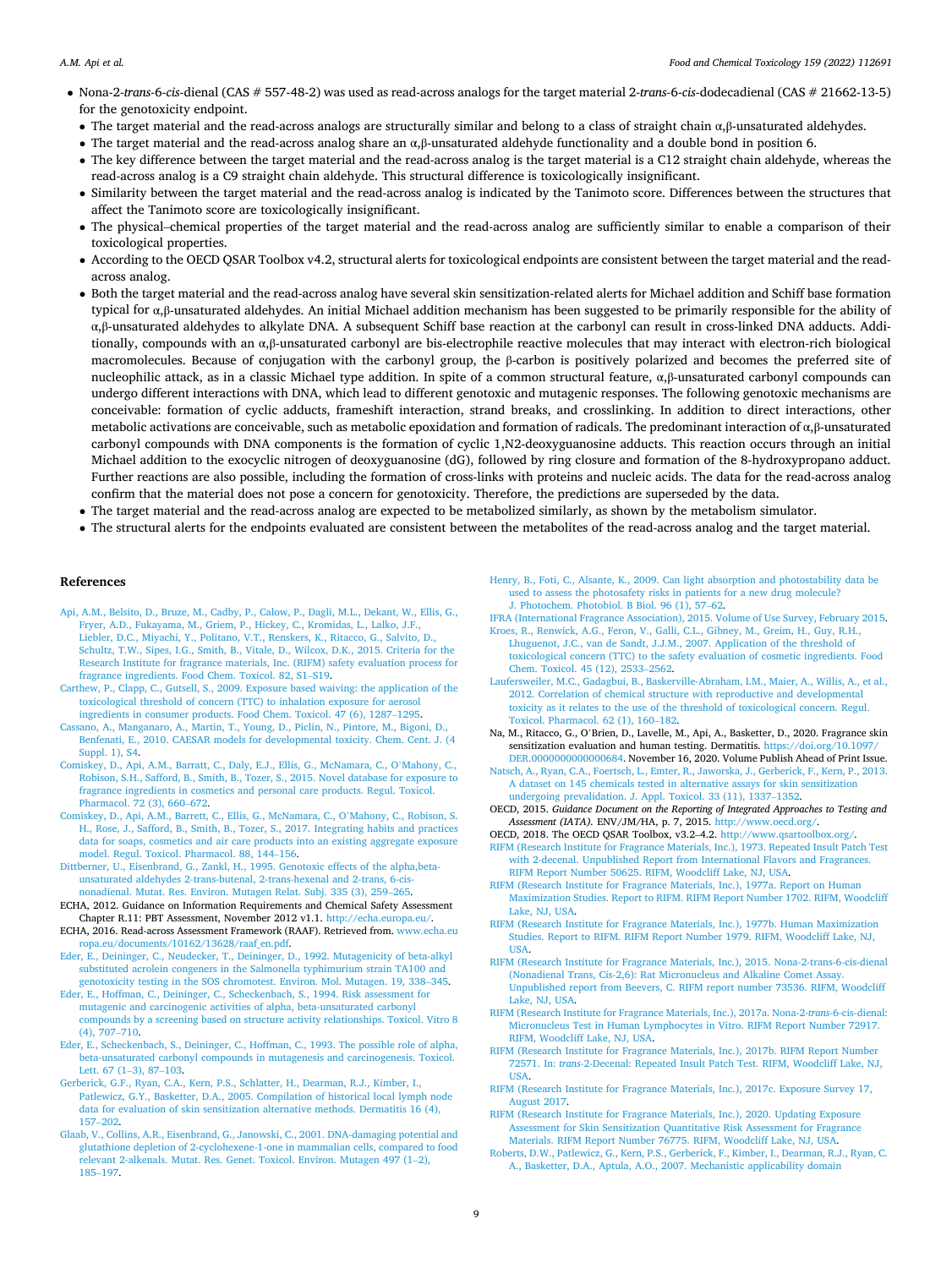- Nona-2-*trans*-6-*cis*-dienal (CAS # 557-48-2) was used as read-across analogs for the target material 2-*trans*-6-*cis*-dodecadienal (CAS # 21662-13-5) for the genotoxicity endpoint.
  - The target material and the read-across analogs are structurally similar and belong to a class of straight chain α,β-unsaturated aldehydes.
  - The target material and the read-across analog share an α,β-unsaturated aldehyde functionality and a double bond in position 6.
  - The key difference between the target material and the read-across analog is the target material is a C12 straight chain aldehyde, whereas the read-across analog is a C9 straight chain aldehyde. This structural difference is toxicologically insignificant.
  - Similarity between the target material and the read-across analog is indicated by the Tanimoto score. Differences between the structures that affect the Tanimoto score are toxicologically insignificant.
  - The physical–chemical properties of the target material and the read-across analog are sufficiently similar to enable a comparison of their toxicological properties.
  - According to the OECD QSAR Toolbox v4.2, structural alerts for toxicological endpoints are consistent between the target material and the read-across analog.
  - Both the target material and the read-across analog have several skin sensitization-related alerts for Michael addition and Schiff base formation typical for α,β-unsaturated aldehydes. An initial Michael addition mechanism has been suggested to be primarily responsible for the ability of α,β-unsaturated aldehydes to alkylate DNA. A subsequent Schiff base reaction at the carbonyl can result in cross-linked DNA adducts. Additionally, compounds with an α,β-unsaturated carbonyl are bis-electrophile reactive molecules that may interact with electron-rich biological macromolecules. Because of conjugation with the carbonyl group, the β-carbon is positively polarized and becomes the preferred site of nucleophilic attack, as in a classic Michael type addition. In spite of a common structural feature, α,β-unsaturated carbonyl compounds can undergo different interactions with DNA, which lead to different genotoxic and mutagenic responses. The following genotoxic mechanisms are conceivable: formation of cyclic adducts, frameshift interaction, strand breaks, and crosslinking. In addition to direct interactions, other metabolic activations are conceivable, such as metabolic epoxidation and formation of radicals. The predominant interaction of α,β-unsaturated carbonyl compounds with DNA components is the formation of cyclic 1,N2-deoxyguanosine adducts. This reaction occurs through an initial Michael addition to the exocyclic nitrogen of deoxyguanosine (dG), followed by ring closure and formation of the 8-hydroxypropano adduct. Further reactions are also possible, including the formation of cross-links with proteins and nucleic acids. The data for the read-across analog confirm that the material does not pose a concern for genotoxicity. Therefore, the predictions are superseded by the data.
  - The target material and the read-across analog are expected to be metabolized similarly, as shown by the metabolism simulator.
  - The structural alerts for the endpoints evaluated are consistent between the metabolites of the read-across analog and the target material.

## References

Api, A.M., Belsito, D., Bruze, M., Cadby, P., Calow, P., Dagli, M.L., Dekant, W., Ellis, G., Fryer, A.D., Fukayama, M., Griem, P., Hickey, C., Kromidas, L., Lalko, J.F., Liebler, D.C., Miyachi, Y., Politano, V.T., Renskers, K., Ritacco, G., Salvito, D., Schultz, T.W., Sipes, I.G., Smith, B., Vitale, D., Wilcox, D.K., 2015. Criteria for the Research Institute for fragrance materials, Inc. (RIFM) safety evaluation process for fragrance ingredients. Food Chem. Toxicol. 82, S1–S19.

Carthew, P., Clapp, C., Gutsell, S., 2009. Exposure based waiving: the application of the toxicological threshold of concern (TTC) to inhalation exposure for aerosol ingredients in consumer products. Food Chem. Toxicol. 47 (6), 1287–1295.

Cassano, A., Manganaro, A., Martin, T., Young, D., Piclin, N., Pintore, M., Bigoni, D., Benfenati, E., 2010. CAESAR models for developmental toxicity. Chem. Cent. J. (4 Suppl. 1), S4.

Comiskey, D., Api, A.M., Barratt, C., Daly, E.J., Ellis, G., McNamara, C., O'Mahony, C., Robison, S.H., Safford, B., Smith, B., Tozer, S., 2015. Novel database for exposure to fragrance ingredients in cosmetics and personal care products. Regul. Toxicol. Pharmacol. 72 (3), 660–672.

Comiskey, D., Api, A.M., Barrett, C., Ellis, G., McNamara, C., O'Mahony, C., Robison, S. H., Rose, J., Safford, B., Smith, B., Tozer, S., 2017. Integrating habits and practices data for soaps, cosmetics and air care products into an existing aggregate exposure model. Regul. Toxicol. Pharmacol. 88, 144–156.

Dittberner, U., Eisenbrand, G., Zankl, H., 1995. Genotoxic effects of the alpha,beta-unsaturated aldehydes 2-trans-butenal, 2-trans-hexenal and 2-trans, 6-cis-nonadienal. Mutat. Res. Environ. Mutagen Relat. Subj. 335 (3), 259–265.

ECHA, 2012. Guidance on Information Requirements and Chemical Safety Assessment Chapter R.11: PBT Assessment, November 2012 v1.1. http://echa.europa.eu/.

ECHA, 2016. Read-across Assessment Framework (RAAF). Retrieved from. www.echa.europa.eu/documents/10162/13628/raaf_en.pdf.

Eder, E., Deininger, C., Neudecker, T., Deininger, D., 1992. Mutagenicity of beta-alkyl substituted acrolein congeners in the Salmonella typhimurium strain TA100 and genotoxicity testing in the SOS chromotest. Environ. Mol. Mutagen. 19, 338–345.

Eder, E., Hoffman, C., Deininger, C., Scheckenbach, S., 1994. Risk assessment for mutagenic and carcinogenic activities of alpha, beta-unsaturated carbonyl compounds by a screening based on structure activity relationships. Toxicol. Vitro 8 (4), 707–710.

Eder, E., Scheckenbach, S., Deininger, C., Hoffman, C., 1993. The possible role of alpha, beta-unsaturated carbonyl compounds in mutagenesis and carcinogenesis. Toxicol. Lett. 67 (1–3), 87–103.

Gerberick, G.F., Ryan, C.A., Kern, P.S., Schlatter, H., Dearman, R.J., Kimber, I., Patlewicz, G.Y., Basketter, D.A., 2005. Compilation of historical local lymph node data for evaluation of skin sensitization alternative methods. Dermatitis 16 (4), 157–202.

Glaab, V., Collins, A.R., Eisenbrand, G., Janowski, C., 2001. DNA-damaging potential and glutathione depletion of 2-cyclohexene-1-one in mammalian cells, compared to food relevant 2-alkenals. Mutat. Res. Genet. Toxicol. Environ. Mutagen 497 (1–2), 185–197.

Henry, B., Foti, C., Alsante, K., 2009. Can light absorption and photostability data be used to assess the photosafety risks in patients for a new drug molecule? J. Photochem. Photobiol. B Biol. 96 (1), 57–62.

IFRA (International Fragrance Association), 2015. Volume of Use Survey, February 2015.

Kroes, R., Renwick, A.G., Feron, V., Galli, C.L., Gibney, M., Greim, H., Guy, R.H., Lhuguenot, J.C., van de Sandt, J.J.M., 2007. Application of the threshold of toxicological concern (TTC) to the safety evaluation of cosmetic ingredients. Food Chem. Toxicol. 45 (12), 2533–2562.

Laufersweiler, M.C., Gadagbui, B., Baskerville-Abraham, I.M., Maier, A., Willis, A., et al., 2012. Correlation of chemical structure with reproductive and developmental toxicity as it relates to the use of the threshold of toxicological concern. Regul. Toxicol. Pharmacol. 62 (1), 160–182.

Na, M., Ritacco, G., O'Brien, D., Lavelle, M., Api, A., Basketter, D., 2020. Fragrance skin sensitization evaluation and human testing. Dermatitis. https://doi.org/10.1097/DER.0000000000000684. November 16, 2020. Volume Publish Ahead of Print Issue.

Natsch, A., Ryan, C.A., Foertsch, L., Emter, R., Jaworska, J., Gerberick, F., Kern, P., 2013. A dataset on 145 chemicals tested in alternative assays for skin sensitization undergoing prevalidation. J. Appl. Toxicol. 33 (11), 1337–1352.

OECD, 2015. *Guidance Document on the Reporting of Integrated Approaches to Testing and Assessment (IATA)*. ENV/JM/HA, p. 7, 2015. http://www.oecd.org/.

OECD, 2018. The OECD QSAR Toolbox, v3.2–4.2. http://www.qsartoolbox.org/.

RIFM (Research Institute for Fragrance Materials, Inc.), 1973. Repeated Insult Patch Test with 2-decenal. Unpublished Report from International Flavors and Fragrances. RIFM Report Number 50625. RIFM, Woodcliff Lake, NJ, USA.

RIFM (Research Institute for Fragrance Materials, Inc.), 1977a. Report on Human Maximization Studies. Report to RIFM. RIFM Report Number 1702. RIFM, Woodcliff Lake, NJ, USA.

RIFM (Research Institute for Fragrance Materials, Inc.), 1977b. Human Maximization Studies. Report to RIFM. RIFM Report Number 1979. RIFM, Woodcliff Lake, NJ, USA.

RIFM (Research Institute for Fragrance Materials, Inc.), 2015. Nona-2-trans-6-cis-dienal (Nonadienal, Cis-2,6): Rat Micronucleus and Alkaline Comet Assay. Unpublished report from Beevers, C. RIFM report number 73536. RIFM, Woodcliff Lake, NJ, USA.

RIFM (Research Institute for Fragrance Materials, Inc.), 2017a. Nona-2-*trans*-6-cis-dienal: Micronucleus Test in Human Lymphocytes in Vitro. RIFM Report Number 72917. RIFM, Woodcliff Lake, NJ, USA.

RIFM (Research Institute for Fragrance Materials, Inc.), 2017b. RIFM Report Number 72571. In: *trans*-2-Decenal: Repeated Insult Patch Test. RIFM, Woodcliff Lake, NJ, USA.

RIFM (Research Institute for Fragrance Materials, Inc.), 2017c. Exposure Survey 17, August 2017.

RIFM (Research Institute for Fragrance Materials, Inc.), 2020. Updating Exposure Assessment for Skin Sensitization Quantitative Risk Assessment for Fragrance Materials. RIFM Report Number 76775. RIFM, Woodcliff Lake, NJ, USA.

Roberts, D.W., Patlewicz, G., Kern, P.S., Gerberick, F., Kimber, I., Dearman, R.J., Ryan, C. A., Basketter, D.A., Aptula, A.O., 2007. Mechanistic applicability domain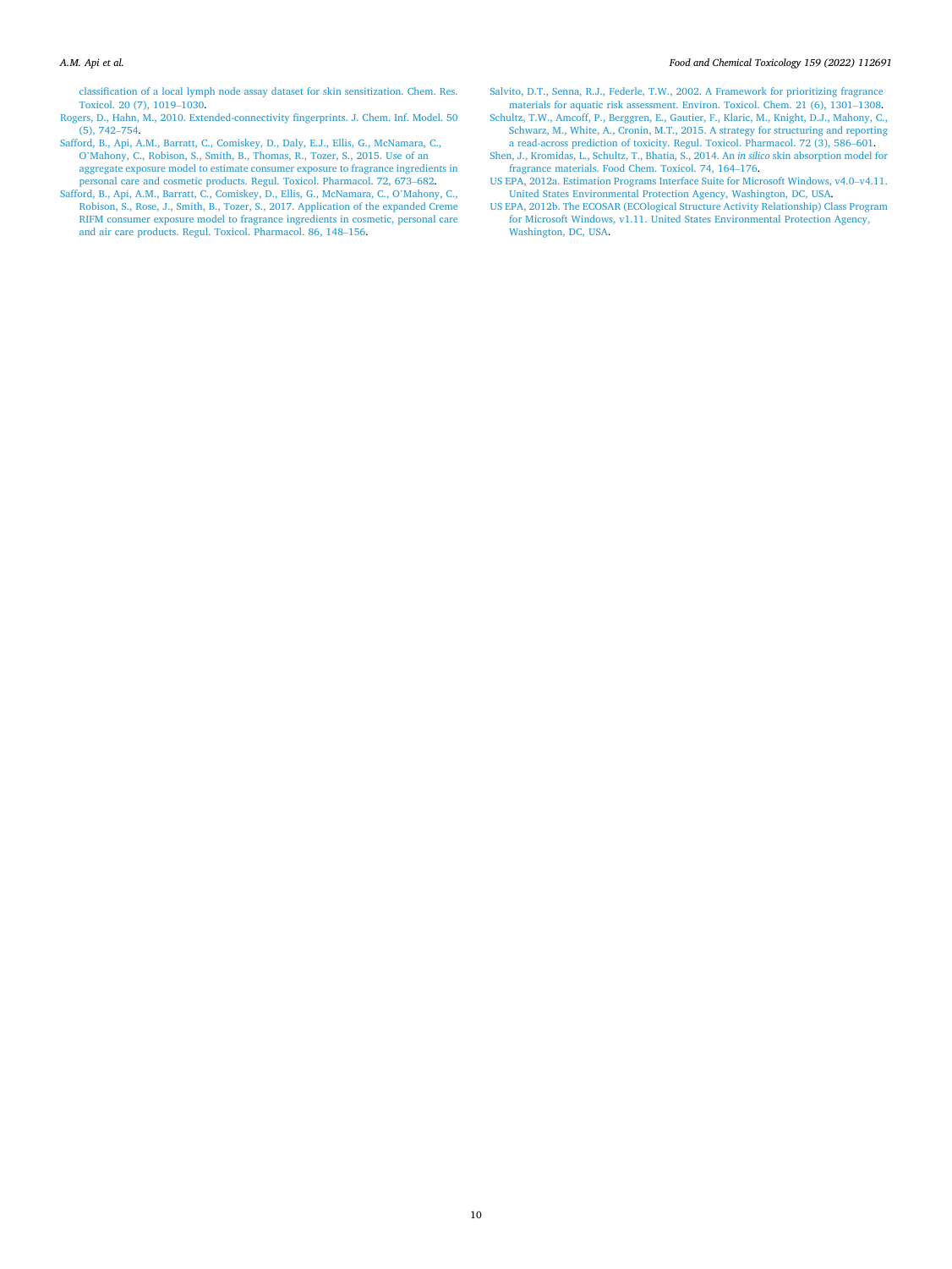classification of a local lymph node assay dataset for skin sensitization. Chem. Res. Toxicol. 20 (7), 1019–1030.

Rogers, D., Hahn, M., 2010. Extended-connectivity fingerprints. J. Chem. Inf. Model. 50 (5), 742–754.

Safford, B., Api, A.M., Barratt, C., Comiskey, D., Daly, E.J., Ellis, G., McNamara, C., O'Mahony, C., Robison, S., Smith, B., Thomas, R., Tozer, S., 2015. Use of an aggregate exposure model to estimate consumer exposure to fragrance ingredients in personal care and cosmetic products. Regul. Toxicol. Pharmacol. 72, 673–682.

Safford, B., Api, A.M., Barratt, C., Comiskey, D., Ellis, G., McNamara, C., O`Mahony, C., Robison, S., Rose, J., Smith, B., Tozer, S., 2017. Application of the expanded Creme RIFM consumer exposure model to fragrance ingredients in cosmetic, personal care and air care products. Regul. Toxicol. Pharmacol. 86, 148–156.

Salvito, D.T., Senna, R.J., Federle, T.W., 2002. A Framework for prioritizing fragrance materials for aquatic risk assessment. Environ. Toxicol. Chem. 21 (6), 1301–1308.

Schultz, T.W., Amcoff, P., Berggren, E., Gautier, F., Klaric, M., Knight, D.J., Mahony, C., Schwarz, M., White, A., Cronin, M.T., 2015. A strategy for structuring and reporting a read-across prediction of toxicity. Regul. Toxicol. Pharmacol. 72 (3), 586–601.

Shen, J., Kromidas, L., Schultz, T., Bhatia, S., 2014. An *in silico* skin absorption model for fragrance materials. Food Chem. Toxicol. 74, 164–176.

US EPA, 2012a. Estimation Programs Interface Suite for Microsoft Windows, v4.0–v4.11. United States Environmental Protection Agency, Washington, DC, USA.

US EPA, 2012b. The ECOSAR (ECOlogical Structure Activity Relationship) Class Program for Microsoft Windows, v1.11. United States Environmental Protection Agency, Washington, DC, USA.